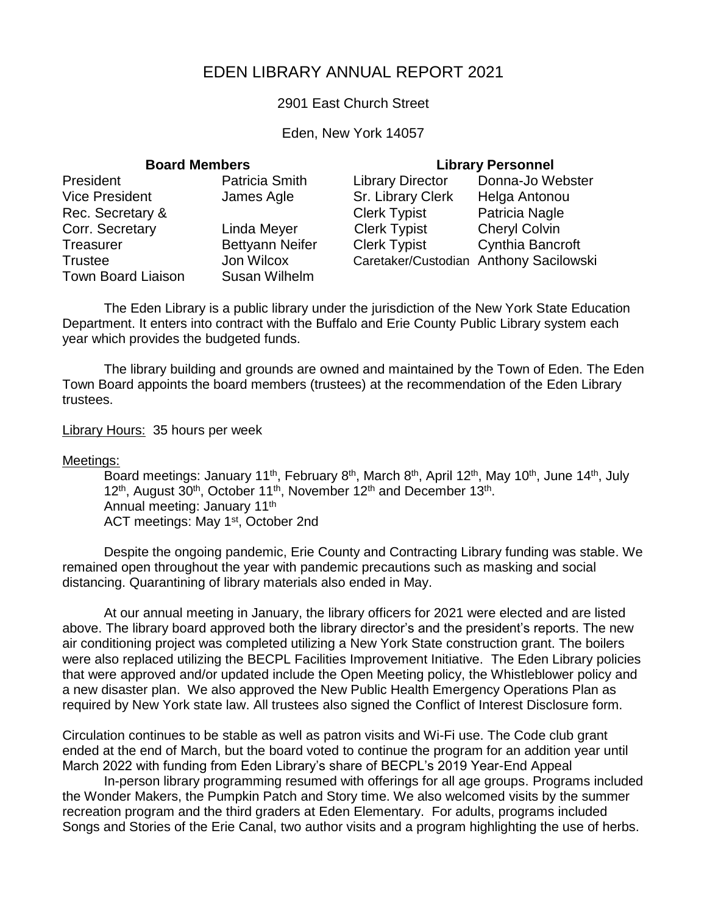# EDEN LIBRARY ANNUAL REPORT 2021

2901 East Church Street

Eden, New York 14057

| **Board Members** | | **Library Personnel** | |
|---|---|---|---|
| President | Patricia Smith | Library Director | Donna-Jo Webster |
| Vice President | James Agle | Sr. Library Clerk | Helga Antonou |
| Rec. Secretary & Corr. Secretary | Linda Meyer | Clerk Typist | Patricia Nagle |
| Treasurer | Bettyann Neifer | Clerk Typist | Cheryl Colvin |
| Trustee | Jon Wilcox | Clerk Typist | Cynthia Bancroft |
| Town Board Liaison | Susan Wilhelm | Caretaker/Custodian | Anthony Sacilowski |

The Eden Library is a public library under the jurisdiction of the New York State Education Department. It enters into contract with the Buffalo and Erie County Public Library system each year which provides the budgeted funds.

The library building and grounds are owned and maintained by the Town of Eden. The Eden Town Board appoints the board members (trustees) at the recommendation of the Eden Library trustees.

Library Hours: 35 hours per week

Meetings:

Board meetings: January 11th, February 8th, March 8th, April 12th, May 10th, June 14th, July 12th, August 30th, October 11th, November 12th and December 13th.
Annual meeting: January 11th
ACT meetings: May 1st, October 2nd

Despite the ongoing pandemic, Erie County and Contracting Library funding was stable. We remained open throughout the year with pandemic precautions such as masking and social distancing. Quarantining of library materials also ended in May.

At our annual meeting in January, the library officers for 2021 were elected and are listed above. The library board approved both the library director's and the president's reports. The new air conditioning project was completed utilizing a New York State construction grant. The boilers were also replaced utilizing the BECPL Facilities Improvement Initiative. The Eden Library policies that were approved and/or updated include the Open Meeting policy, the Whistleblower policy and a new disaster plan. We also approved the New Public Health Emergency Operations Plan as required by New York state law. All trustees also signed the Conflict of Interest Disclosure form.

Circulation continues to be stable as well as patron visits and Wi-Fi use. The Code club grant ended at the end of March, but the board voted to continue the program for an addition year until March 2022 with funding from Eden Library's share of BECPL's 2019 Year-End Appeal

In-person library programming resumed with offerings for all age groups. Programs included the Wonder Makers, the Pumpkin Patch and Story time. We also welcomed visits by the summer recreation program and the third graders at Eden Elementary. For adults, programs included Songs and Stories of the Erie Canal, two author visits and a program highlighting the use of herbs.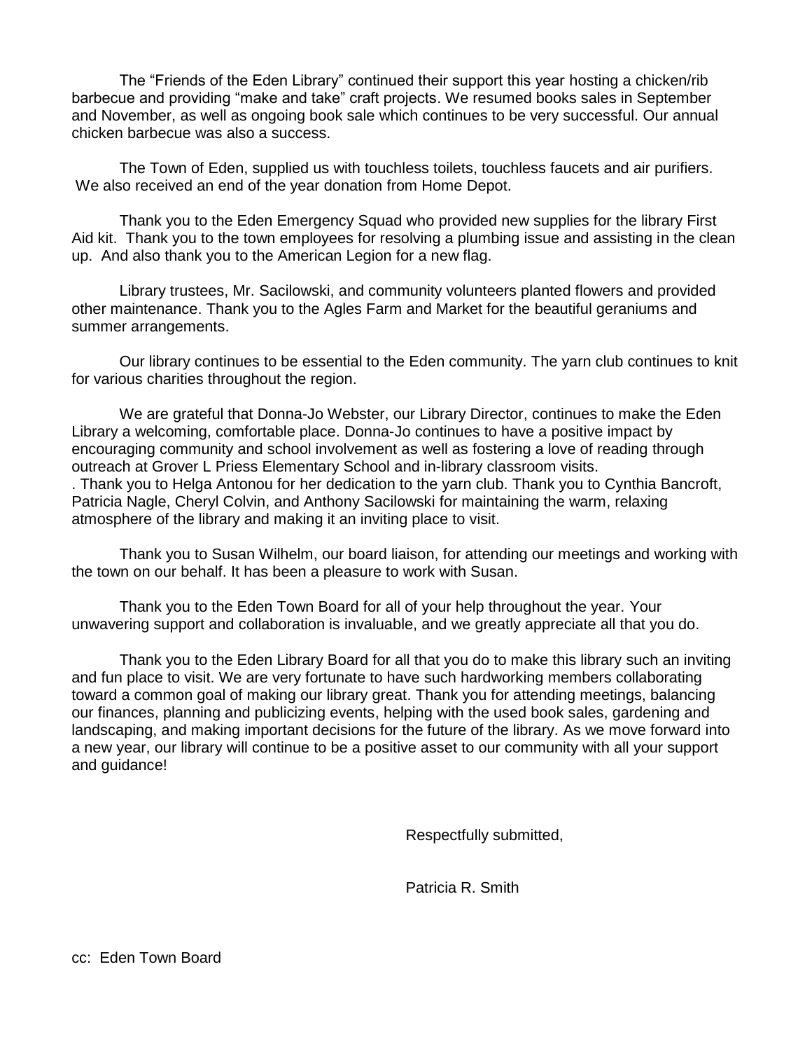The “Friends of the Eden Library” continued their support this year hosting a chicken/rib barbecue and providing “make and take” craft projects. We resumed books sales in September and November, as well as ongoing book sale which continues to be very successful. Our annual chicken barbecue was also a success.

The Town of Eden, supplied us with touchless toilets, touchless faucets and air purifiers. We also received an end of the year donation from Home Depot.

Thank you to the Eden Emergency Squad who provided new supplies for the library First Aid kit. Thank you to the town employees for resolving a plumbing issue and assisting in the clean up. And also thank you to the American Legion for a new flag.

Library trustees, Mr. Sacilowski, and community volunteers planted flowers and provided other maintenance. Thank you to the Agles Farm and Market for the beautiful geraniums and summer arrangements.

Our library continues to be essential to the Eden community. The yarn club continues to knit for various charities throughout the region.

We are grateful that Donna-Jo Webster, our Library Director, continues to make the Eden Library a welcoming, comfortable place. Donna-Jo continues to have a positive impact by encouraging community and school involvement as well as fostering a love of reading through outreach at Grover L Priess Elementary School and in-library classroom visits.
. Thank you to Helga Antonou for her dedication to the yarn club. Thank you to Cynthia Bancroft, Patricia Nagle, Cheryl Colvin, and Anthony Sacilowski for maintaining the warm, relaxing atmosphere of the library and making it an inviting place to visit.

Thank you to Susan Wilhelm, our board liaison, for attending our meetings and working with the town on our behalf. It has been a pleasure to work with Susan.

Thank you to the Eden Town Board for all of your help throughout the year. Your unwavering support and collaboration is invaluable, and we greatly appreciate all that you do.

Thank you to the Eden Library Board for all that you do to make this library such an inviting and fun place to visit. We are very fortunate to have such hardworking members collaborating toward a common goal of making our library great. Thank you for attending meetings, balancing our finances, planning and publicizing events, helping with the used book sales, gardening and landscaping, and making important decisions for the future of the library. As we move forward into a new year, our library will continue to be a positive asset to our community with all your support and guidance!

Respectfully submitted,

Patricia R. Smith

cc: Eden Town Board